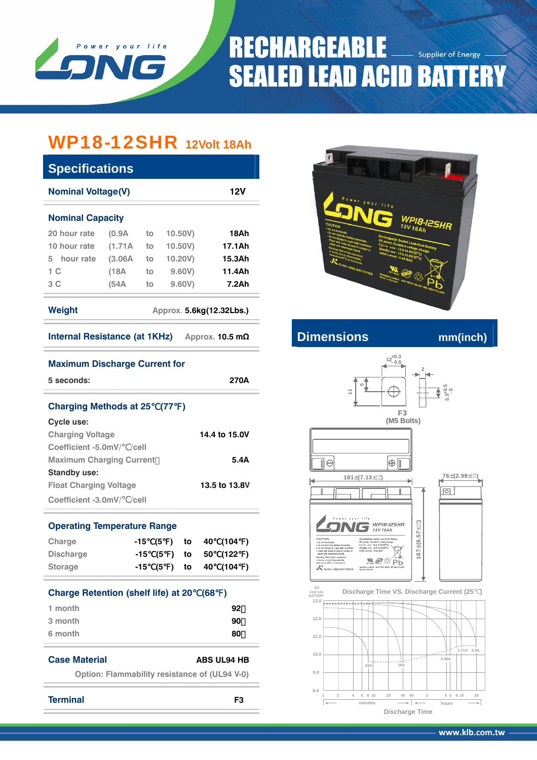# RECHARGEABLE SEALED LEAD ACID BATTERY

Supplier of Energy

## WP18-12SHR 12Volt 18Ah

### Specifications

| | |
|---|---|
| **Nominal Voltage(V)** | 12V |

**Nominal Capacity**

| | | | | |
|---|---|---|---|---|
| 20 hour rate | (0.9A | to | 10.50V) | 18Ah |
| 10 hour rate | (1.71A | to | 10.50V) | 17.1Ah |
| 5 hour rate | (3.06A | to | 10.20V) | 15.3Ah |
| 1 C | (18A | to | 9.60V) | 11.4Ah |
| 3 C | (54A | to | 9.60V) | 7.2Ah |

**Weight** — Approx. 5.6kg(12.32Lbs.)

**Internal Resistance (at 1KHz)** — Approx. 10.5 mΩ

**Maximum Discharge Current for**

5 seconds: 270A

**Charging Methods at 25℃(77℉)**

Cycle use:

| | |
|---|---|
| Charging Voltage | 14.4 to 15.0V |
| Coefficient -5.0mV/℃/cell | |
| Maximum Charging Current | 5.4A |

Standby use:

| | |
|---|---|
| Float Charging Voltage | 13.5 to 13.8V |
| Coefficient -3.0mV/℃/cell | |

**Operating Temperature Range**

| | | | |
|---|---|---|---|
| Charge | -15℃(5℉) | to | 40℃(104℉) |
| Discharge | -15℃(5℉) | to | 50℃(122℉) |
| Storage | -15℃(5℉) | to | 40℃(104℉) |

**Charge Retention (shelf life) at 20℃(68℉)**

| | |
|---|---|
| 1 month | 92% |
| 3 month | 90% |
| 6 month | 80% |

**Case Material** — ABS UL94 HB

Option: Flammability resistance of (UL94 V-0)

**Terminal** — F3

### Dimensions mm(inch)

F3 (M5 Bolts)

181±(7.13)

76±(2.99)

167±(6.57)

Discharge Time VS. Discharge Current (25℃)

Discharge Time

www.klb.com.tw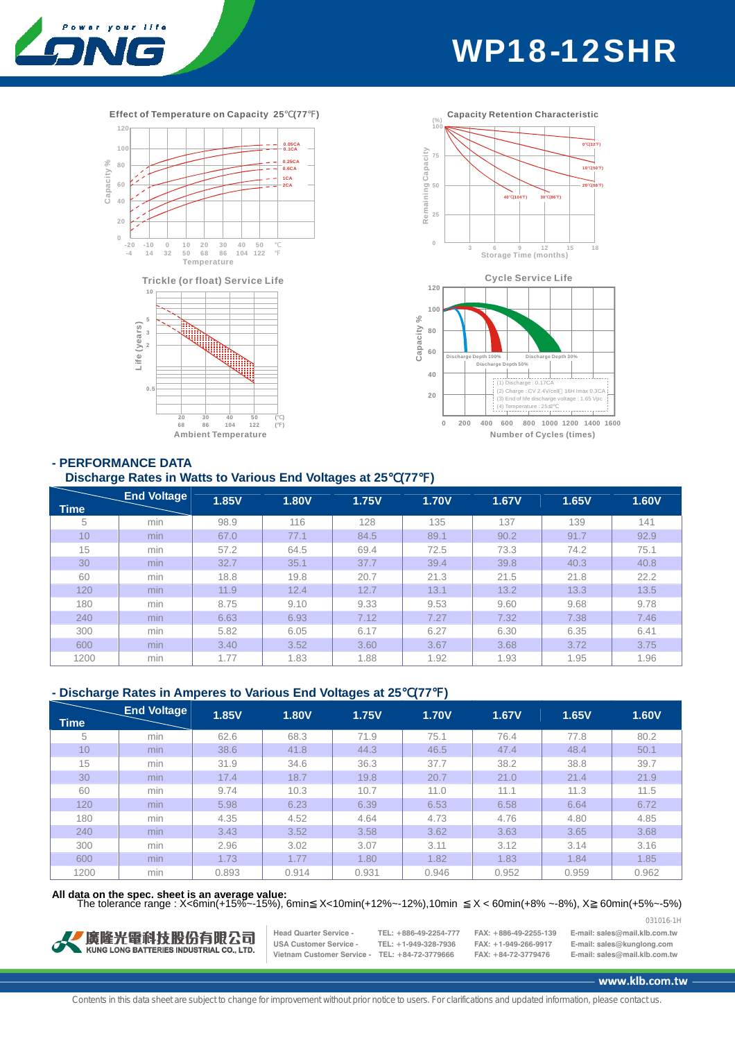# WP18-12SHR

Effect of Temperature on Capacity 25℃(77℉)

Capacity %

120
100
80
60
40
20
0

0.05CA
0.1CA
0.25CA
0.6CA
1CA
2CA

-20 -10 0 10 20 30 40 50 ℃
-4 14 32 50 68 86 104 122 ℉
Temperature

Capacity Retention Characteristic

(%)
100
75
50
25
0

Remaining Capacity

0℃(32℉)
10℃(50℉)
20℃(68℉)
40℃(104℉)
30℃(86℉)

3 6 9 12 15 18
Storage Time (months)

Trickle (or float) Service Life

Life (years)

10
5
3
2
0.5

20 30 40 50 (℃)
68 86 104 122 (℉)
Ambient Temperature

Cycle Service Life

Capacity %

120
100
80
60
40
20

Discharge Depth 100%
Discharge Depth 50%
Discharge Depth 30%

(1) Discharge : 0.17CA
(2) Charge : CV 2.4V/cell, 16H Imax 0.3CA
(3) End of life discharge voltage : 1.65 Vpc
(4) Temperature : 25±2℃

0 200 400 600 800 1000 1200 1400 1600
Number of Cycles (times)

## - PERFORMANCE DATA

### Discharge Rates in Watts to Various End Voltages at 25℃(77℉)

| Time | | 1.85V | 1.80V | 1.75V | 1.70V | 1.67V | 1.65V | 1.60V |
|---|---|---|---|---|---|---|---|---|
| 5 | min | 98.9 | 116 | 128 | 135 | 137 | 139 | 141 |
| 10 | min | 67.0 | 77.1 | 84.5 | 89.1 | 90.2 | 91.7 | 92.9 |
| 15 | min | 57.2 | 64.5 | 69.4 | 72.5 | 73.3 | 74.2 | 75.1 |
| 30 | min | 32.7 | 35.1 | 37.7 | 39.4 | 39.8 | 40.3 | 40.8 |
| 60 | min | 18.8 | 19.8 | 20.7 | 21.3 | 21.5 | 21.8 | 22.2 |
| 120 | min | 11.9 | 12.4 | 12.7 | 13.1 | 13.2 | 13.3 | 13.5 |
| 180 | min | 8.75 | 9.10 | 9.33 | 9.53 | 9.60 | 9.68 | 9.78 |
| 240 | min | 6.63 | 6.93 | 7.12 | 7.27 | 7.32 | 7.38 | 7.46 |
| 300 | min | 5.82 | 6.05 | 6.17 | 6.27 | 6.30 | 6.35 | 6.41 |
| 600 | min | 3.40 | 3.52 | 3.60 | 3.67 | 3.68 | 3.72 | 3.75 |
| 1200 | min | 1.77 | 1.83 | 1.88 | 1.92 | 1.93 | 1.95 | 1.96 |

### - Discharge Rates in Amperes to Various End Voltages at 25℃(77℉)

| Time | | 1.85V | 1.80V | 1.75V | 1.70V | 1.67V | 1.65V | 1.60V |
|---|---|---|---|---|---|---|---|---|
| 5 | min | 62.6 | 68.3 | 71.9 | 75.1 | 76.4 | 77.8 | 80.2 |
| 10 | min | 38.6 | 41.8 | 44.3 | 46.5 | 47.4 | 48.4 | 50.1 |
| 15 | min | 31.9 | 34.6 | 36.3 | 37.7 | 38.2 | 38.8 | 39.7 |
| 30 | min | 17.4 | 18.7 | 19.8 | 20.7 | 21.0 | 21.4 | 21.9 |
| 60 | min | 9.74 | 10.3 | 10.7 | 11.0 | 11.1 | 11.3 | 11.5 |
| 120 | min | 5.98 | 6.23 | 6.39 | 6.53 | 6.58 | 6.64 | 6.72 |
| 180 | min | 4.35 | 4.52 | 4.64 | 4.73 | 4.76 | 4.80 | 4.85 |
| 240 | min | 3.43 | 3.52 | 3.58 | 3.62 | 3.63 | 3.65 | 3.68 |
| 300 | min | 2.96 | 3.02 | 3.07 | 3.11 | 3.12 | 3.14 | 3.16 |
| 600 | min | 1.73 | 1.77 | 1.80 | 1.82 | 1.83 | 1.84 | 1.85 |
| 1200 | min | 0.893 | 0.914 | 0.931 | 0.946 | 0.952 | 0.959 | 0.962 |

**All data on the spec. sheet is an average value:**
The tolerance range : X<6min(+15%~-15%), 6min≦X<10min(+12%~-12%),10min ≦X < 60min(+8% ~-8%), X≧60min(+5%~-5%)

031016-1H

廣隆光電科技股份有限公司
KUNG LONG BATTERIES INDUSTRIAL CO., LTD.

| | | | |
|---|---|---|---|
| Head Quarter Service - | TEL: +886-49-2254-777 | FAX: +886-49-2255-139 | E-mail: sales@mail.klb.com.tw |
| USA Customer Service - | TEL: +1-949-328-7936 | FAX: +1-949-266-9917 | E-mail: sales@kunglong.com |
| Vietnam Customer Service - | TEL: +84-72-3779666 | FAX: +84-72-3779476 | E-mail: sales@mail.klb.com.tw |

www.klb.com.tw

Contents in this data sheet are subject to change for improvement without prior notice to users. For clarifications and updated information, please contact us.